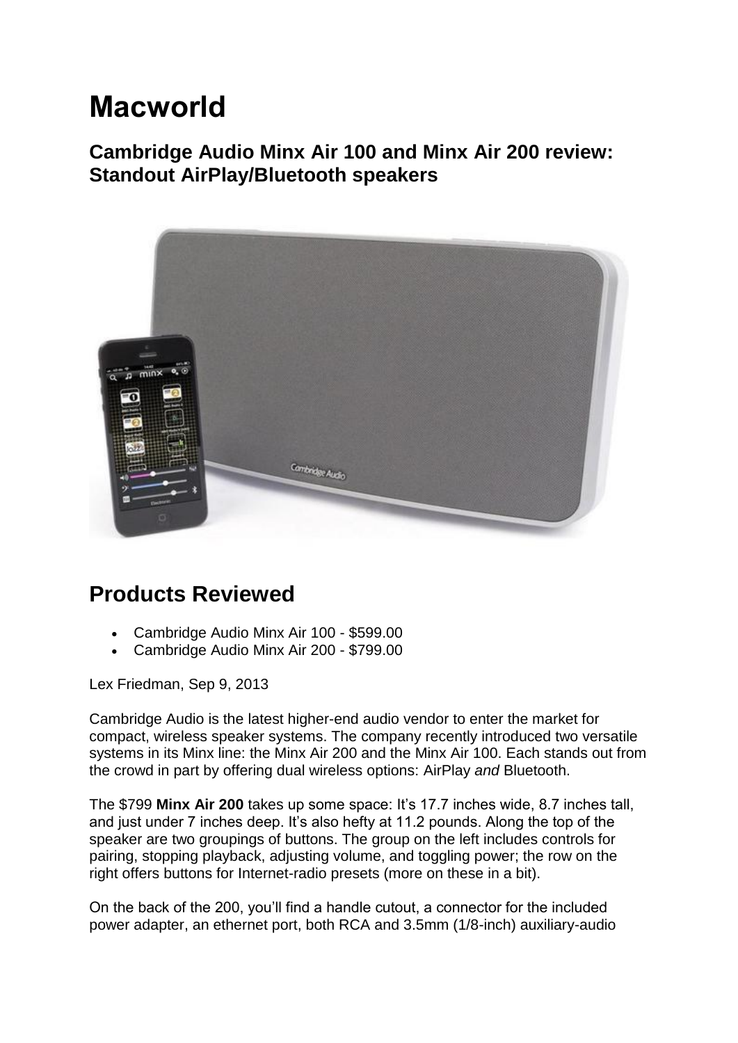# Macworld

## Cambridge Audio Minx Air 100 and Minx Air 200 review: Standout AirPlay/Bluetooth speakers

## Products Reviewed

- Cambridge Audio Minx Air 100 - $599.00
- Cambridge Audio Minx Air 200 - $799.00

Lex Friedman, Sep 9, 2013

Cambridge Audio is the latest higher-end audio vendor to enter the market for compact, wireless speaker systems. The company recently introduced two versatile systems in its Minx line: the Minx Air 200 and the Minx Air 100. Each stands out from the crowd in part by offering dual wireless options: AirPlay *and* Bluetooth.

The $799 **Minx Air 200** takes up some space: It's 17.7 inches wide, 8.7 inches tall, and just under 7 inches deep. It's also hefty at 11.2 pounds. Along the top of the speaker are two groupings of buttons. The group on the left includes controls for pairing, stopping playback, adjusting volume, and toggling power; the row on the right offers buttons for Internet-radio presets (more on these in a bit).

On the back of the 200, you'll find a handle cutout, a connector for the included power adapter, an ethernet port, both RCA and 3.5mm (1/8-inch) auxiliary-audio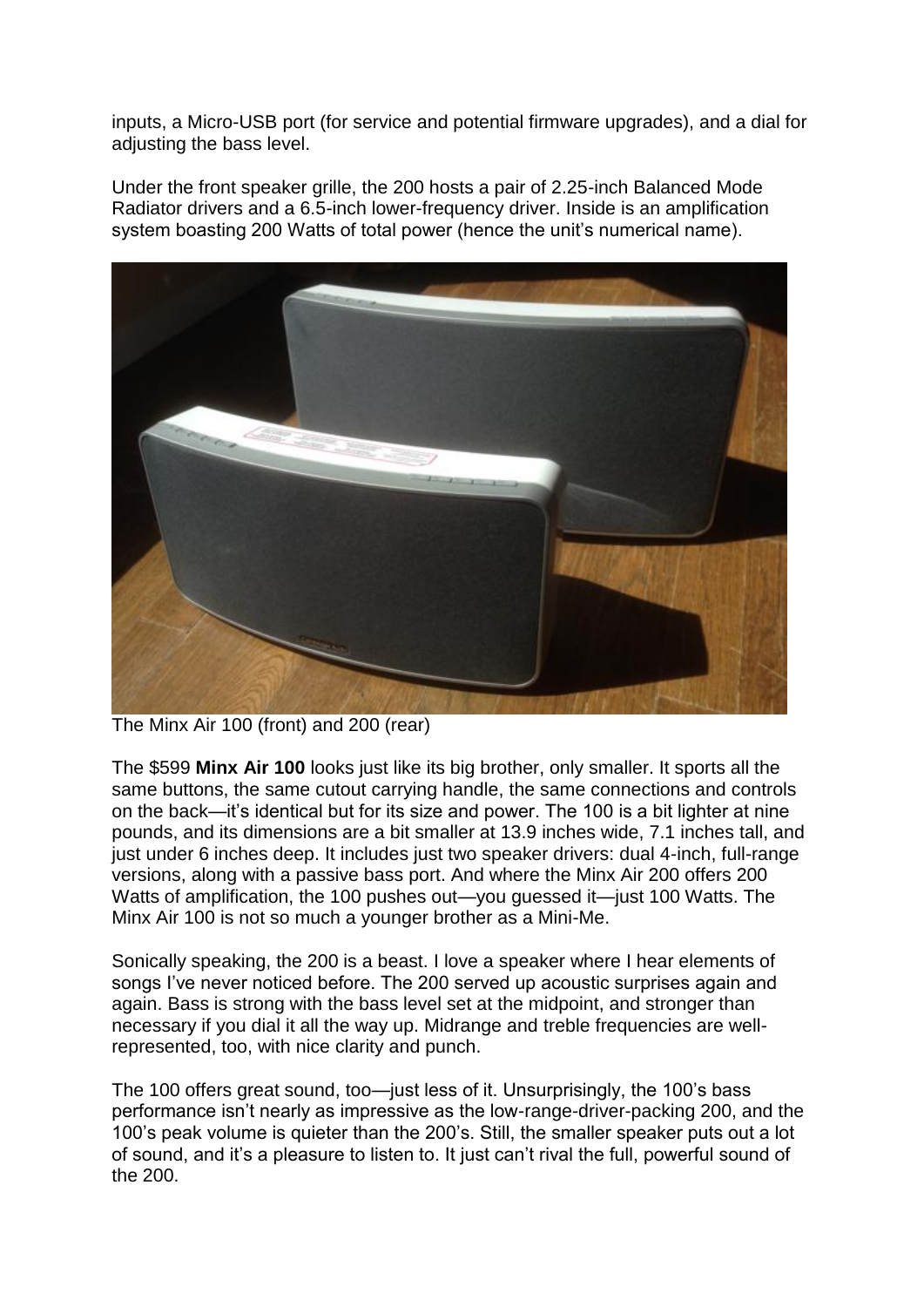inputs, a Micro-USB port (for service and potential firmware upgrades), and a dial for adjusting the bass level.

Under the front speaker grille, the 200 hosts a pair of 2.25-inch Balanced Mode Radiator drivers and a 6.5-inch lower-frequency driver. Inside is an amplification system boasting 200 Watts of total power (hence the unit's numerical name).

The Minx Air 100 (front) and 200 (rear)

The $599 **Minx Air 100** looks just like its big brother, only smaller. It sports all the same buttons, the same cutout carrying handle, the same connections and controls on the back—it's identical but for its size and power. The 100 is a bit lighter at nine pounds, and its dimensions are a bit smaller at 13.9 inches wide, 7.1 inches tall, and just under 6 inches deep. It includes just two speaker drivers: dual 4-inch, full-range versions, along with a passive bass port. And where the Minx Air 200 offers 200 Watts of amplification, the 100 pushes out—you guessed it—just 100 Watts. The Minx Air 100 is not so much a younger brother as a Mini-Me.

Sonically speaking, the 200 is a beast. I love a speaker where I hear elements of songs I've never noticed before. The 200 served up acoustic surprises again and again. Bass is strong with the bass level set at the midpoint, and stronger than necessary if you dial it all the way up. Midrange and treble frequencies are well-represented, too, with nice clarity and punch.

The 100 offers great sound, too—just less of it. Unsurprisingly, the 100's bass performance isn't nearly as impressive as the low-range-driver-packing 200, and the 100's peak volume is quieter than the 200's. Still, the smaller speaker puts out a lot of sound, and it's a pleasure to listen to. It just can't rival the full, powerful sound of the 200.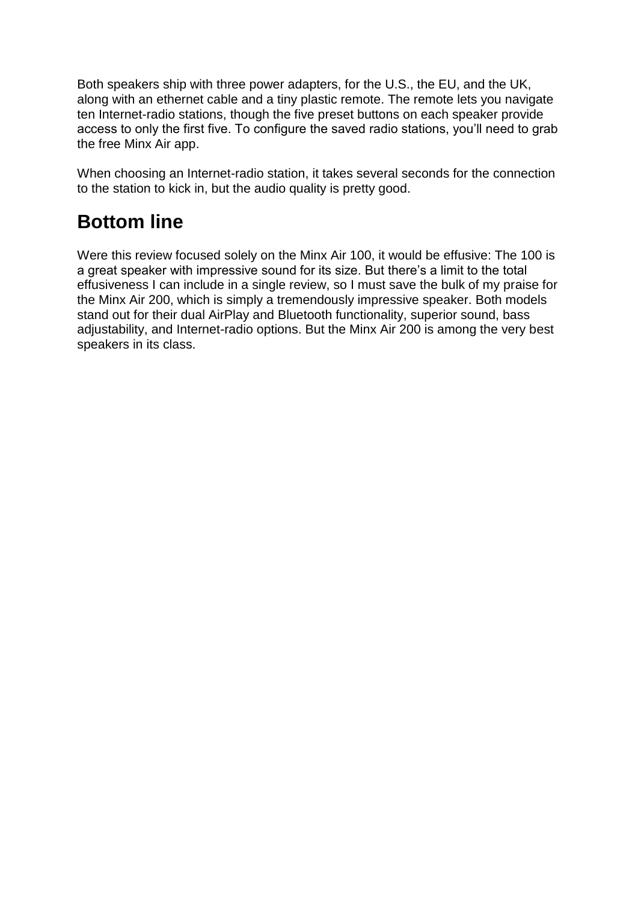Both speakers ship with three power adapters, for the U.S., the EU, and the UK, along with an ethernet cable and a tiny plastic remote. The remote lets you navigate ten Internet-radio stations, though the five preset buttons on each speaker provide access to only the first five. To configure the saved radio stations, you'll need to grab the free Minx Air app.

When choosing an Internet-radio station, it takes several seconds for the connection to the station to kick in, but the audio quality is pretty good.

## Bottom line

Were this review focused solely on the Minx Air 100, it would be effusive: The 100 is a great speaker with impressive sound for its size. But there's a limit to the total effusiveness I can include in a single review, so I must save the bulk of my praise for the Minx Air 200, which is simply a tremendously impressive speaker. Both models stand out for their dual AirPlay and Bluetooth functionality, superior sound, bass adjustability, and Internet-radio options. But the Minx Air 200 is among the very best speakers in its class.